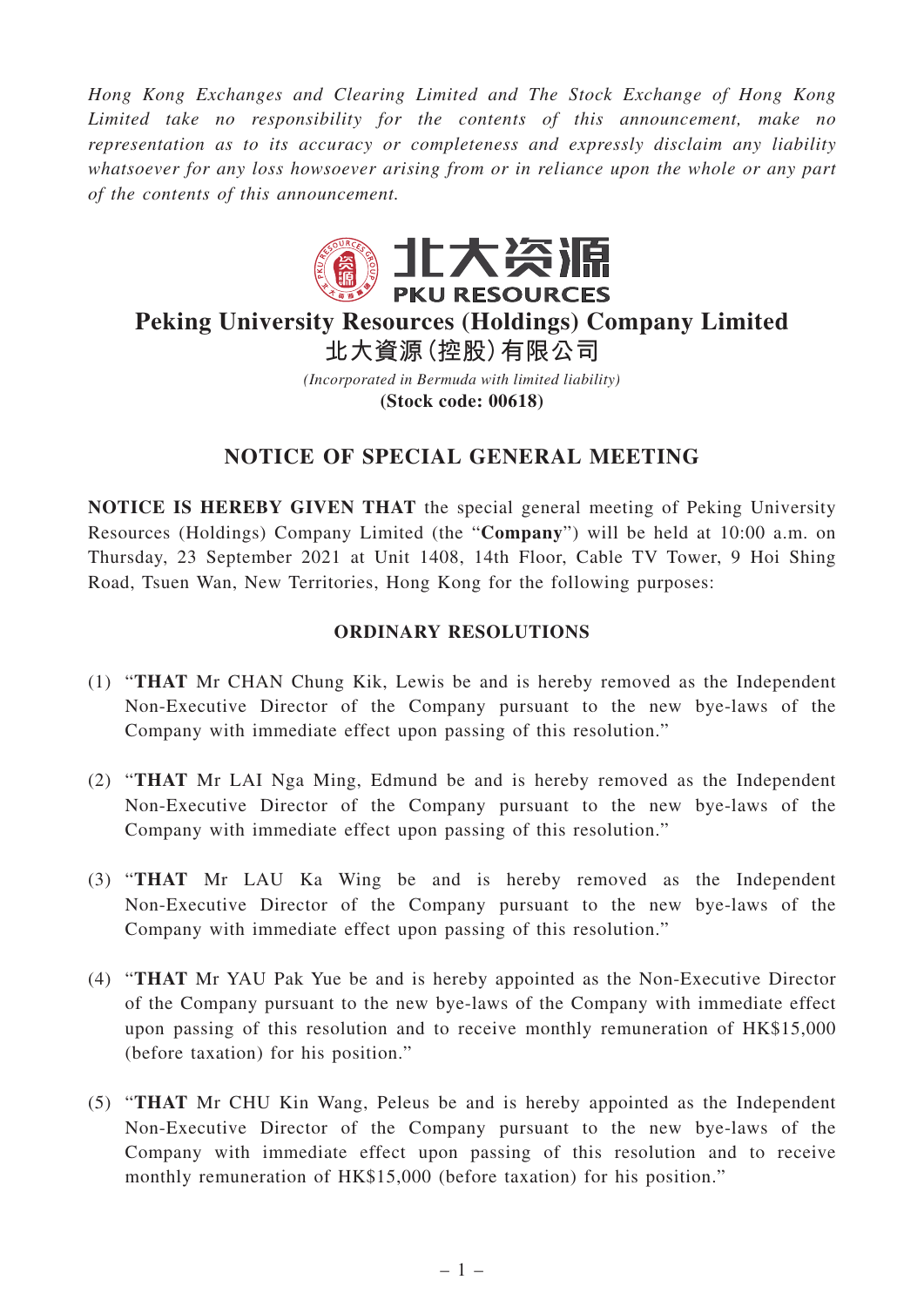*Hong Kong Exchanges and Clearing Limited and The Stock Exchange of Hong Kong Limited take no responsibility for the contents of this announcement, make no representation as to its accuracy or completeness and expressly disclaim any liability whatsoever for any loss howsoever arising from or in reliance upon the whole or any part of the contents of this announcement.*

北大资源
PKU RESOURCES

# Peking University Resources (Holdings) Company Limited
# 北大資源(控股)有限公司

*(Incorporated in Bermuda with limited liability)*
**(Stock code: 00618)**

## NOTICE OF SPECIAL GENERAL MEETING

**NOTICE IS HEREBY GIVEN THAT** the special general meeting of Peking University Resources (Holdings) Company Limited (the "**Company**") will be held at 10:00 a.m. on Thursday, 23 September 2021 at Unit 1408, 14th Floor, Cable TV Tower, 9 Hoi Shing Road, Tsuen Wan, New Territories, Hong Kong for the following purposes:

### ORDINARY RESOLUTIONS

(1) "**THAT** Mr CHAN Chung Kik, Lewis be and is hereby removed as the Independent Non-Executive Director of the Company pursuant to the new bye-laws of the Company with immediate effect upon passing of this resolution."

(2) "**THAT** Mr LAI Nga Ming, Edmund be and is hereby removed as the Independent Non-Executive Director of the Company pursuant to the new bye-laws of the Company with immediate effect upon passing of this resolution."

(3) "**THAT** Mr LAU Ka Wing be and is hereby removed as the Independent Non-Executive Director of the Company pursuant to the new bye-laws of the Company with immediate effect upon passing of this resolution."

(4) "**THAT** Mr YAU Pak Yue be and is hereby appointed as the Non-Executive Director of the Company pursuant to the new bye-laws of the Company with immediate effect upon passing of this resolution and to receive monthly remuneration of HK$15,000 (before taxation) for his position."

(5) "**THAT** Mr CHU Kin Wang, Peleus be and is hereby appointed as the Independent Non-Executive Director of the Company pursuant to the new bye-laws of the Company with immediate effect upon passing of this resolution and to receive monthly remuneration of HK$15,000 (before taxation) for his position."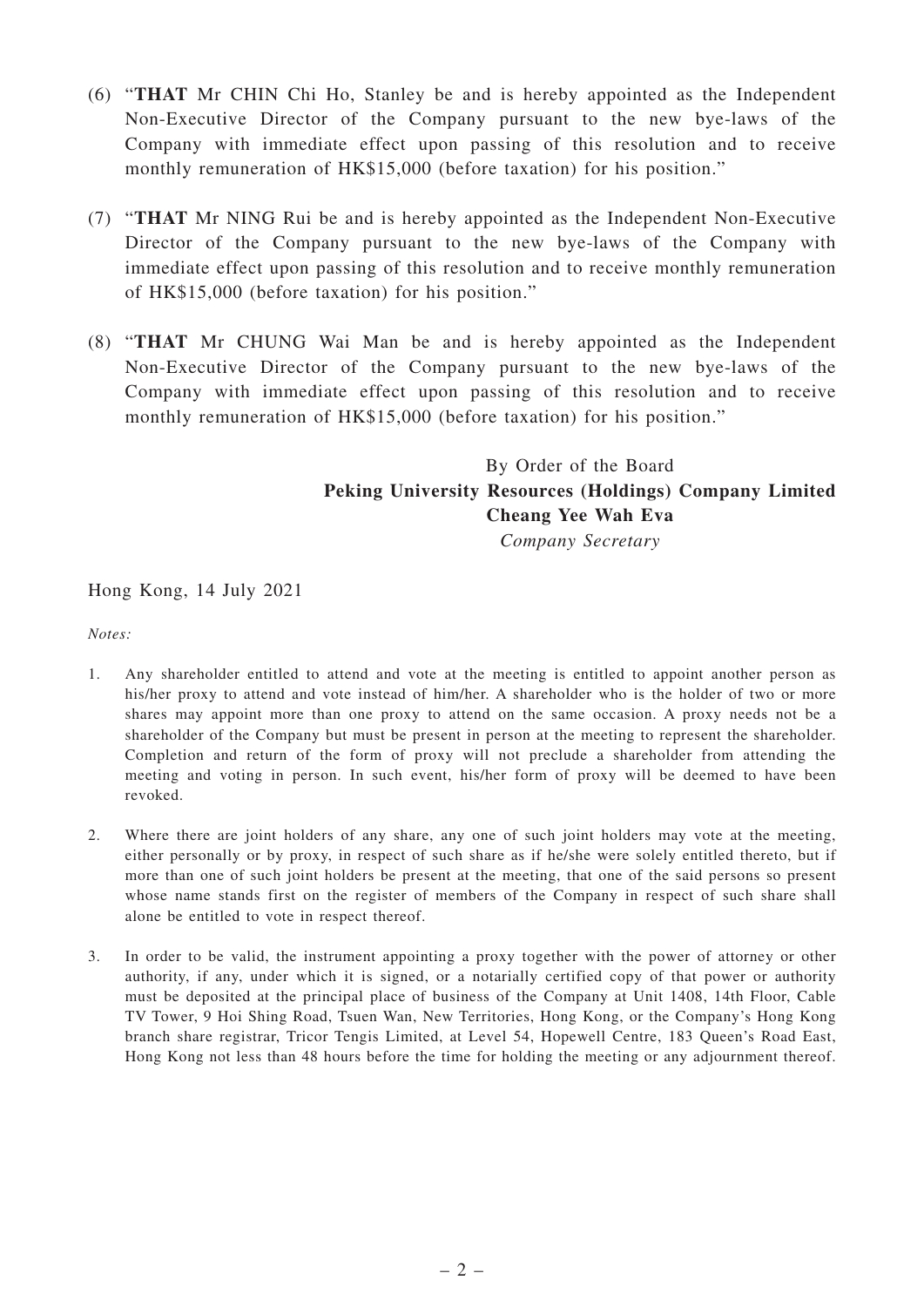(6) "**THAT** Mr CHIN Chi Ho, Stanley be and is hereby appointed as the Independent Non-Executive Director of the Company pursuant to the new bye-laws of the Company with immediate effect upon passing of this resolution and to receive monthly remuneration of HK$15,000 (before taxation) for his position."

(7) "**THAT** Mr NING Rui be and is hereby appointed as the Independent Non-Executive Director of the Company pursuant to the new bye-laws of the Company with immediate effect upon passing of this resolution and to receive monthly remuneration of HK$15,000 (before taxation) for his position."

(8) "**THAT** Mr CHUNG Wai Man be and is hereby appointed as the Independent Non-Executive Director of the Company pursuant to the new bye-laws of the Company with immediate effect upon passing of this resolution and to receive monthly remuneration of HK$15,000 (before taxation) for his position."

By Order of the Board
**Peking University Resources (Holdings) Company Limited**
**Cheang Yee Wah Eva**
*Company Secretary*

Hong Kong, 14 July 2021

*Notes:*

1. Any shareholder entitled to attend and vote at the meeting is entitled to appoint another person as his/her proxy to attend and vote instead of him/her. A shareholder who is the holder of two or more shares may appoint more than one proxy to attend on the same occasion. A proxy needs not be a shareholder of the Company but must be present in person at the meeting to represent the shareholder. Completion and return of the form of proxy will not preclude a shareholder from attending the meeting and voting in person. In such event, his/her form of proxy will be deemed to have been revoked.

2. Where there are joint holders of any share, any one of such joint holders may vote at the meeting, either personally or by proxy, in respect of such share as if he/she were solely entitled thereto, but if more than one of such joint holders be present at the meeting, that one of the said persons so present whose name stands first on the register of members of the Company in respect of such share shall alone be entitled to vote in respect thereof.

3. In order to be valid, the instrument appointing a proxy together with the power of attorney or other authority, if any, under which it is signed, or a notarially certified copy of that power or authority must be deposited at the principal place of business of the Company at Unit 1408, 14th Floor, Cable TV Tower, 9 Hoi Shing Road, Tsuen Wan, New Territories, Hong Kong, or the Company's Hong Kong branch share registrar, Tricor Tengis Limited, at Level 54, Hopewell Centre, 183 Queen's Road East, Hong Kong not less than 48 hours before the time for holding the meeting or any adjournment thereof.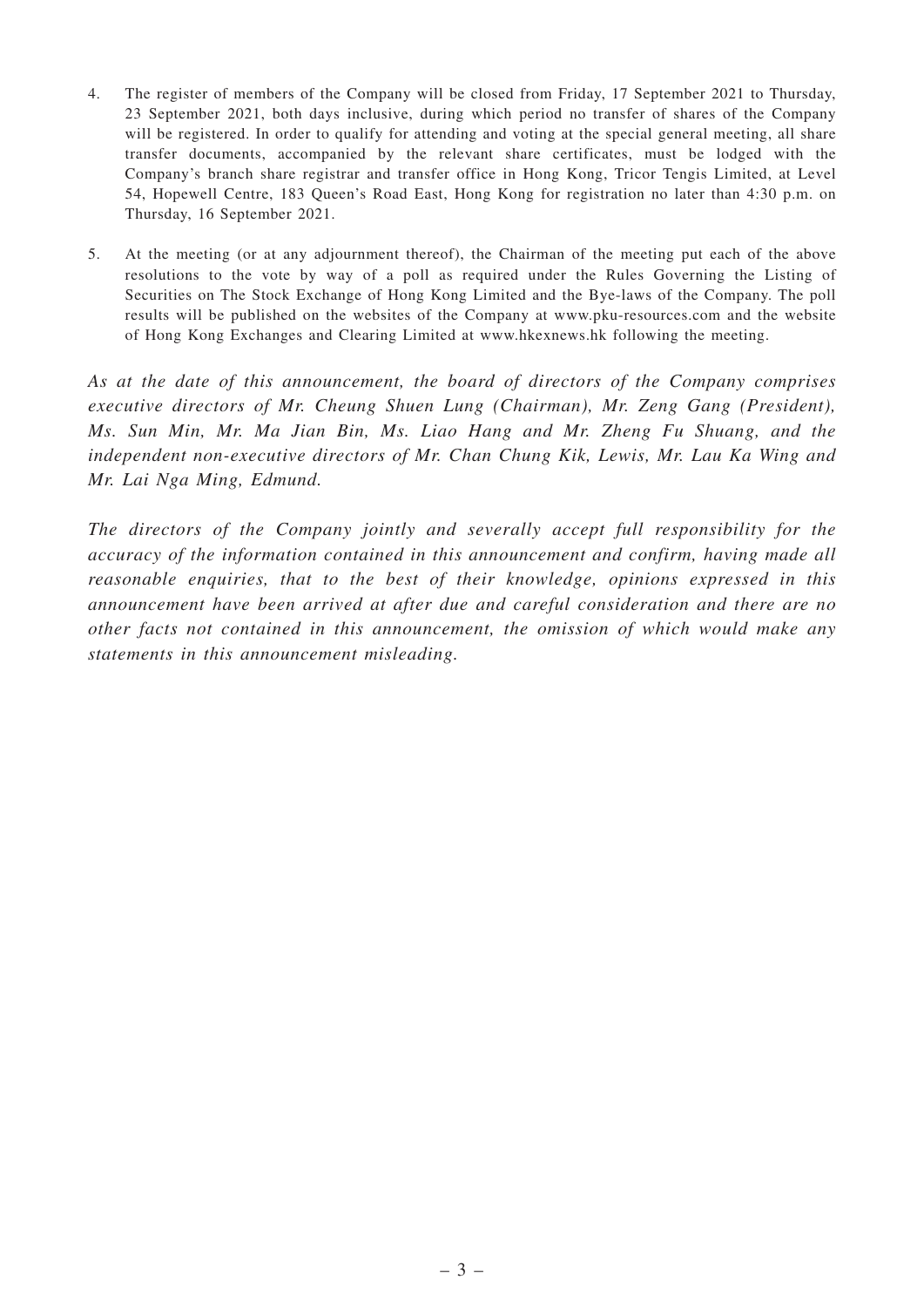4. The register of members of the Company will be closed from Friday, 17 September 2021 to Thursday, 23 September 2021, both days inclusive, during which period no transfer of shares of the Company will be registered. In order to qualify for attending and voting at the special general meeting, all share transfer documents, accompanied by the relevant share certificates, must be lodged with the Company's branch share registrar and transfer office in Hong Kong, Tricor Tengis Limited, at Level 54, Hopewell Centre, 183 Queen's Road East, Hong Kong for registration no later than 4:30 p.m. on Thursday, 16 September 2021.

5. At the meeting (or at any adjournment thereof), the Chairman of the meeting put each of the above resolutions to the vote by way of a poll as required under the Rules Governing the Listing of Securities on The Stock Exchange of Hong Kong Limited and the Bye-laws of the Company. The poll results will be published on the websites of the Company at www.pku-resources.com and the website of Hong Kong Exchanges and Clearing Limited at www.hkexnews.hk following the meeting.

*As at the date of this announcement, the board of directors of the Company comprises executive directors of Mr. Cheung Shuen Lung (Chairman), Mr. Zeng Gang (President), Ms. Sun Min, Mr. Ma Jian Bin, Ms. Liao Hang and Mr. Zheng Fu Shuang, and the independent non-executive directors of Mr. Chan Chung Kik, Lewis, Mr. Lau Ka Wing and Mr. Lai Nga Ming, Edmund.*

*The directors of the Company jointly and severally accept full responsibility for the accuracy of the information contained in this announcement and confirm, having made all reasonable enquiries, that to the best of their knowledge, opinions expressed in this announcement have been arrived at after due and careful consideration and there are no other facts not contained in this announcement, the omission of which would make any statements in this announcement misleading.*